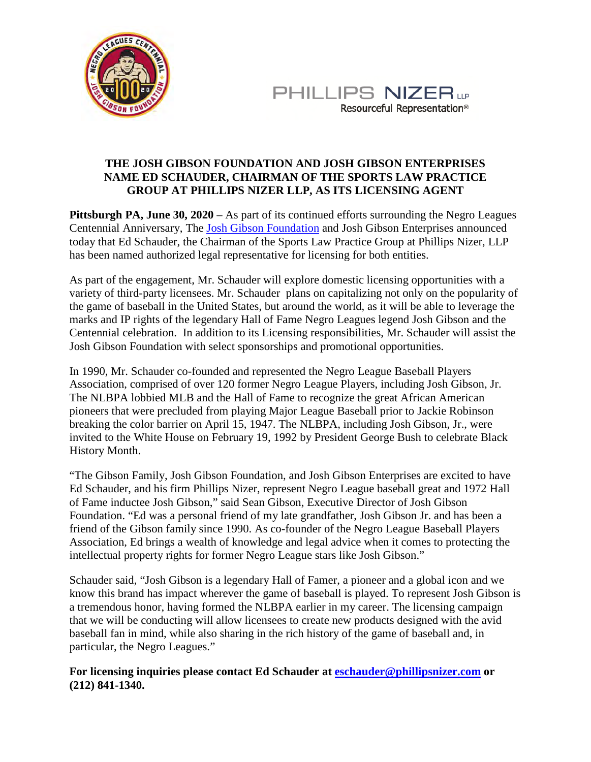PHILLIPS NIZER LLP
Resourceful Representation®

# THE JOSH GIBSON FOUNDATION AND JOSH GIBSON ENTERPRISES NAME ED SCHAUDER, CHAIRMAN OF THE SPORTS LAW PRACTICE GROUP AT PHILLIPS NIZER LLP, AS ITS LICENSING AGENT

**Pittsburgh PA, June 30, 2020** – As part of its continued efforts surrounding the Negro Leagues Centennial Anniversary, The [Josh Gibson Foundation]() and Josh Gibson Enterprises announced today that Ed Schauder, the Chairman of the Sports Law Practice Group at Phillips Nizer, LLP has been named authorized legal representative for licensing for both entities.

As part of the engagement, Mr. Schauder will explore domestic licensing opportunities with a variety of third-party licensees. Mr. Schauder plans on capitalizing not only on the popularity of the game of baseball in the United States, but around the world, as it will be able to leverage the marks and IP rights of the legendary Hall of Fame Negro Leagues legend Josh Gibson and the Centennial celebration. In addition to its Licensing responsibilities, Mr. Schauder will assist the Josh Gibson Foundation with select sponsorships and promotional opportunities.

In 1990, Mr. Schauder co-founded and represented the Negro League Baseball Players Association, comprised of over 120 former Negro League Players, including Josh Gibson, Jr. The NLBPA lobbied MLB and the Hall of Fame to recognize the great African American pioneers that were precluded from playing Major League Baseball prior to Jackie Robinson breaking the color barrier on April 15, 1947. The NLBPA, including Josh Gibson, Jr., were invited to the White House on February 19, 1992 by President George Bush to celebrate Black History Month.

"The Gibson Family, Josh Gibson Foundation, and Josh Gibson Enterprises are excited to have Ed Schauder, and his firm Phillips Nizer, represent Negro League baseball great and 1972 Hall of Fame inductee Josh Gibson," said Sean Gibson, Executive Director of Josh Gibson Foundation. "Ed was a personal friend of my late grandfather, Josh Gibson Jr. and has been a friend of the Gibson family since 1990. As co-founder of the Negro League Baseball Players Association, Ed brings a wealth of knowledge and legal advice when it comes to protecting the intellectual property rights for former Negro League stars like Josh Gibson."

Schauder said, "Josh Gibson is a legendary Hall of Famer, a pioneer and a global icon and we know this brand has impact wherever the game of baseball is played. To represent Josh Gibson is a tremendous honor, having formed the NLBPA earlier in my career. The licensing campaign that we will be conducting will allow licensees to create new products designed with the avid baseball fan in mind, while also sharing in the rich history of the game of baseball and, in particular, the Negro Leagues."

**For licensing inquiries please contact Ed Schauder at [eschauder@phillipsnizer.com](mailto:eschauder@phillipsnizer.com) or (212) 841-1340.**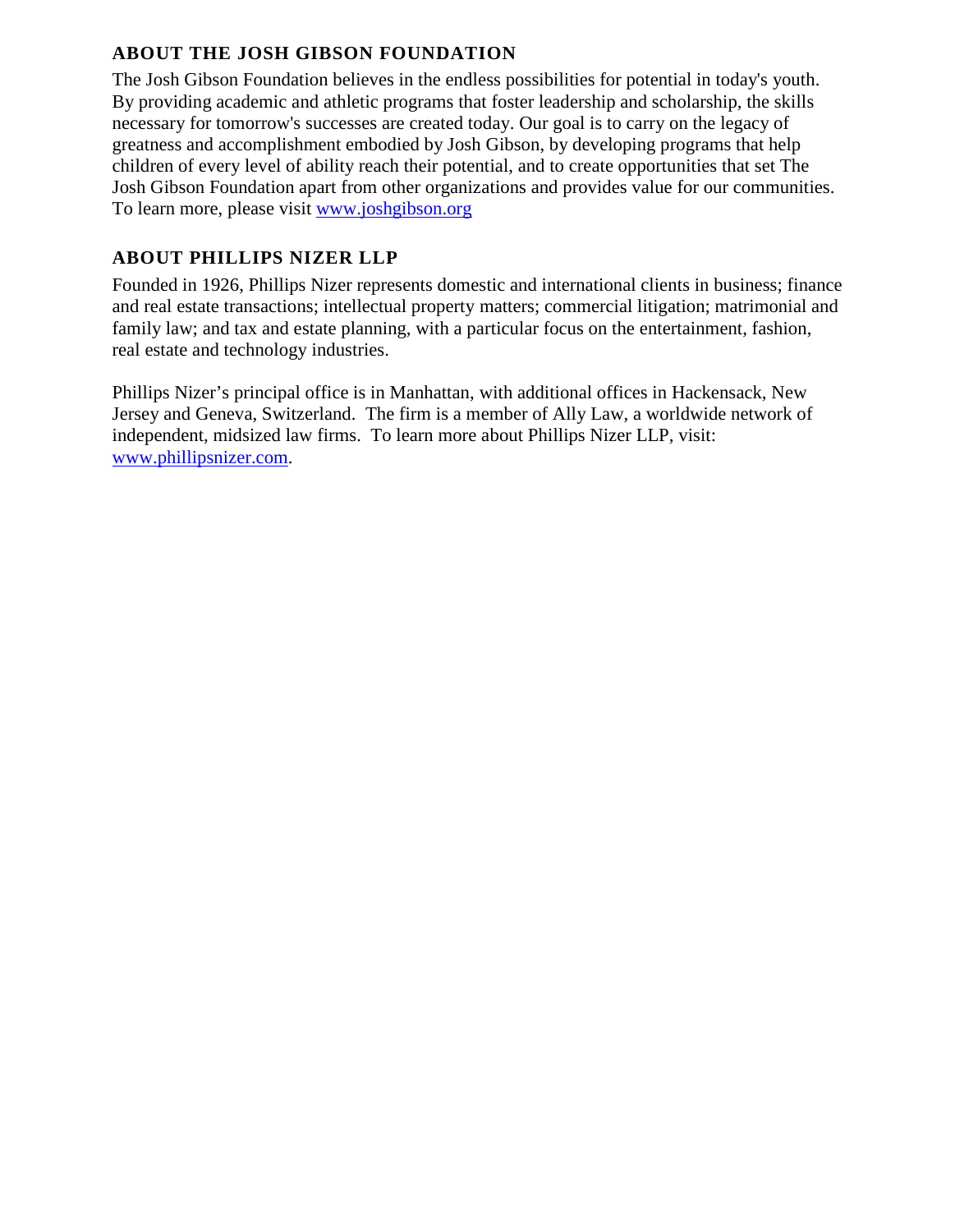## ABOUT THE JOSH GIBSON FOUNDATION

The Josh Gibson Foundation believes in the endless possibilities for potential in today's youth. By providing academic and athletic programs that foster leadership and scholarship, the skills necessary for tomorrow's successes are created today. Our goal is to carry on the legacy of greatness and accomplishment embodied by Josh Gibson, by developing programs that help children of every level of ability reach their potential, and to create opportunities that set The Josh Gibson Foundation apart from other organizations and provides value for our communities. To learn more, please visit [www.joshgibson.org](http://www.joshgibson.org)

## ABOUT PHILLIPS NIZER LLP

Founded in 1926, Phillips Nizer represents domestic and international clients in business; finance and real estate transactions; intellectual property matters; commercial litigation; matrimonial and family law; and tax and estate planning, with a particular focus on the entertainment, fashion, real estate and technology industries.

Phillips Nizer's principal office is in Manhattan, with additional offices in Hackensack, New Jersey and Geneva, Switzerland. The firm is a member of Ally Law, a worldwide network of independent, midsized law firms. To learn more about Phillips Nizer LLP, visit: [www.phillipsnizer.com](http://www.phillipsnizer.com).